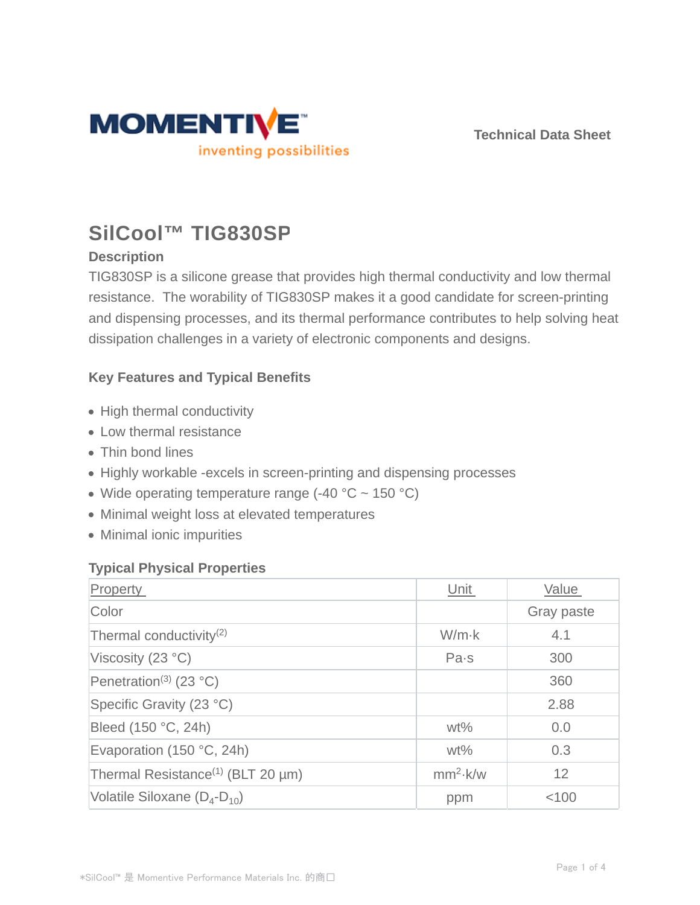Technical Data Sheet

# SilCool™ TIG830SP

### Description

TIG830SP is a silicone grease that provides high thermal conductivity and low thermal resistance. The worability of TIG830SP makes it a good candidate for screen-printing and dispensing processes, and its thermal performance contributes to help solving heat dissipation challenges in a variety of electronic components and designs.

### Key Features and Typical Benefits

- High thermal conductivity
- Low thermal resistance
- Thin bond lines
- Highly workable -excels in screen-printing and dispensing processes
- Wide operating temperature range (-40 °C ~ 150 °C)
- Minimal weight loss at elevated temperatures
- Minimal ionic impurities

### Typical Physical Properties

| Property | Unit | Value |
| --- | --- | --- |
| Color | | Gray paste |
| Thermal conductivity(2) | W/m·k | 4.1 |
| Viscosity (23 °C) | Pa·s | 300 |
| Penetration(3) (23 °C) | | 360 |
| Specific Gravity (23 °C) | | 2.88 |
| Bleed (150 °C, 24h) | wt% | 0.0 |
| Evaporation (150 °C, 24h) | wt% | 0.3 |
| Thermal Resistance(1) (BLT 20 µm) | $mm^2$·k/w | 12 |
| Volatile Siloxane ($D_4$-$D_{10}$) | ppm | <100 |

*SilCool™ 是 Momentive Performance Materials Inc. 的商口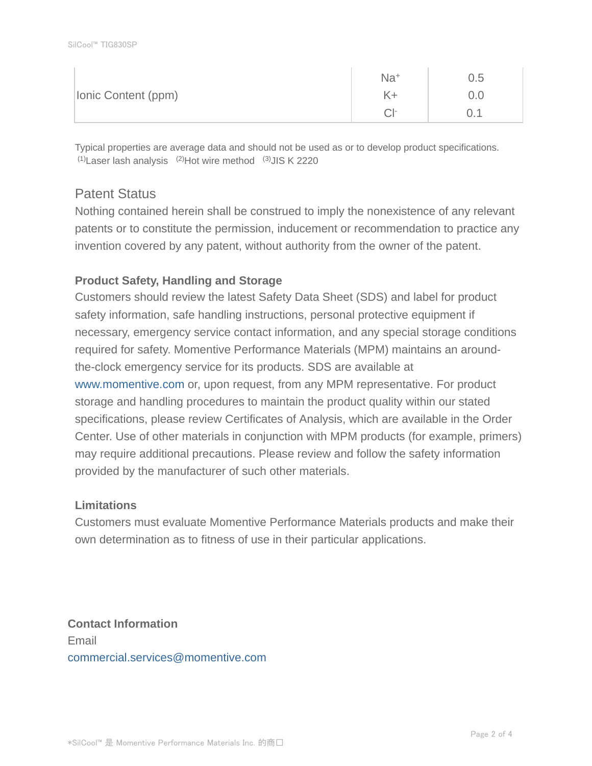| | | |
|---|---|---|
| Ionic Content (ppm) | $Na^+$ | 0.5 |
| | K+ | 0.0 |
| | $Cl^-$ | 0.1 |

Typical properties are average data and should not be used as or to develop product specifications.
[1]Laser lash analysis [2]Hot wire method [3]JIS K 2220

## Patent Status

Nothing contained herein shall be construed to imply the nonexistence of any relevant patents or to constitute the permission, inducement or recommendation to practice any invention covered by any patent, without authority from the owner of the patent.

**Product Safety, Handling and Storage**

Customers should review the latest Safety Data Sheet (SDS) and label for product safety information, safe handling instructions, personal protective equipment if necessary, emergency service contact information, and any special storage conditions required for safety. Momentive Performance Materials (MPM) maintains an around-the-clock emergency service for its products. SDS are available at www.momentive.com or, upon request, from any MPM representative. For product storage and handling procedures to maintain the product quality within our stated specifications, please review Certificates of Analysis, which are available in the Order Center. Use of other materials in conjunction with MPM products (for example, primers) may require additional precautions. Please review and follow the safety information provided by the manufacturer of such other materials.

**Limitations**

Customers must evaluate Momentive Performance Materials products and make their own determination as to fitness of use in their particular applications.

**Contact Information**

Email

commercial.services@momentive.com

*SilCool™ 是 Momentive Performance Materials Inc. 的商口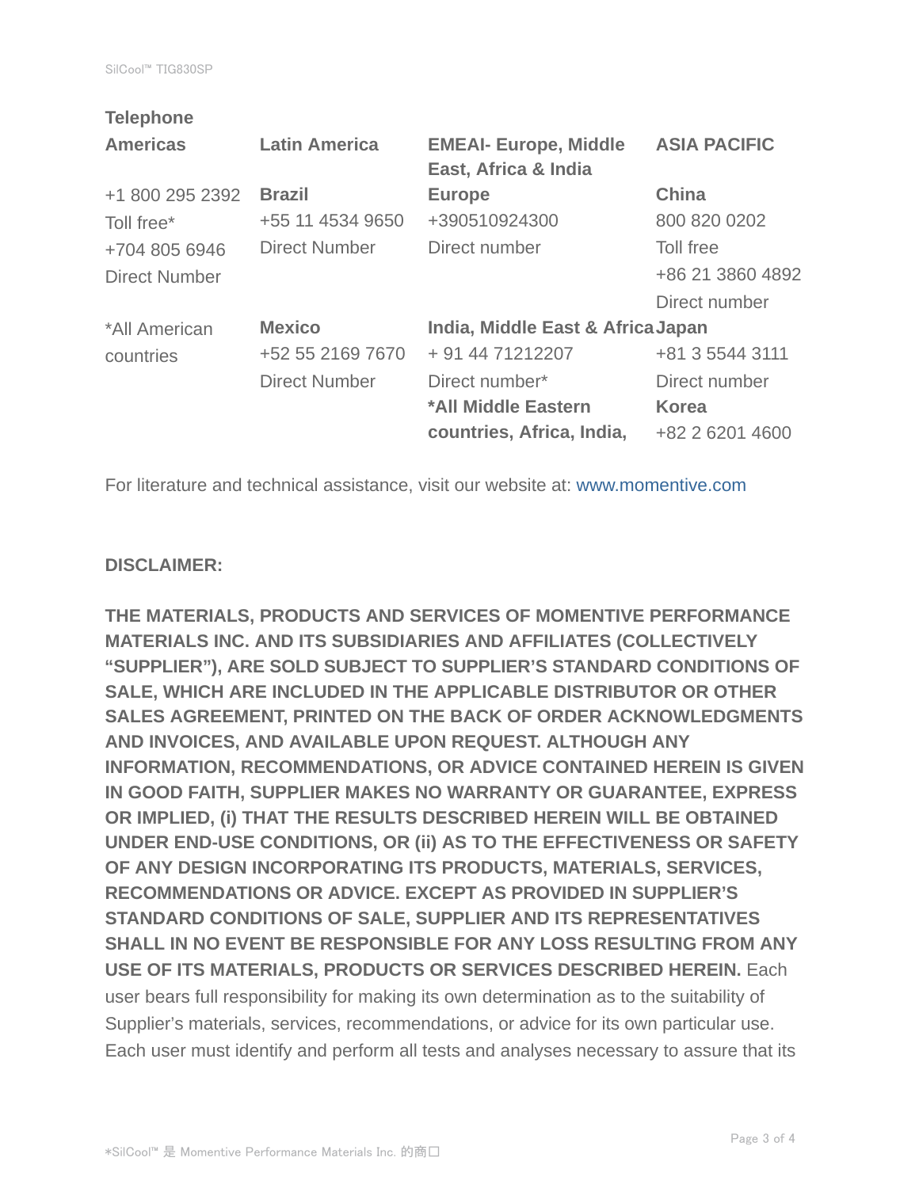**Telephone**

| Americas | Latin America | EMEAI- Europe, Middle East, Africa & India | ASIA PACIFIC |
| --- | --- | --- | --- |
| +1 800 295 2392<br>Toll free*<br>+704 805 6946<br>Direct Number | **Brazil**<br>+55 11 4534 9650<br>Direct Number | **Europe**<br>+390510924300<br>Direct number | **China**<br>800 820 0202<br>Toll free<br>+86 21 3860 4892<br>Direct number |
| *All American countries | **Mexico**<br>+52 55 2169 7670<br>Direct Number | **India, Middle East & Africa**<br>+ 91 44 71212207<br>Direct number*<br>**\*All Middle Eastern countries, Africa, India,** | **Japan**<br>+81 3 5544 3111<br>Direct number<br>**Korea**<br>+82 2 6201 4600 |

For literature and technical assistance, visit our website at: www.momentive.com

**DISCLAIMER:**

**THE MATERIALS, PRODUCTS AND SERVICES OF MOMENTIVE PERFORMANCE MATERIALS INC. AND ITS SUBSIDIARIES AND AFFILIATES (COLLECTIVELY "SUPPLIER"), ARE SOLD SUBJECT TO SUPPLIER'S STANDARD CONDITIONS OF SALE, WHICH ARE INCLUDED IN THE APPLICABLE DISTRIBUTOR OR OTHER SALES AGREEMENT, PRINTED ON THE BACK OF ORDER ACKNOWLEDGMENTS AND INVOICES, AND AVAILABLE UPON REQUEST. ALTHOUGH ANY INFORMATION, RECOMMENDATIONS, OR ADVICE CONTAINED HEREIN IS GIVEN IN GOOD FAITH, SUPPLIER MAKES NO WARRANTY OR GUARANTEE, EXPRESS OR IMPLIED, (i) THAT THE RESULTS DESCRIBED HEREIN WILL BE OBTAINED UNDER END-USE CONDITIONS, OR (ii) AS TO THE EFFECTIVENESS OR SAFETY OF ANY DESIGN INCORPORATING ITS PRODUCTS, MATERIALS, SERVICES, RECOMMENDATIONS OR ADVICE. EXCEPT AS PROVIDED IN SUPPLIER'S STANDARD CONDITIONS OF SALE, SUPPLIER AND ITS REPRESENTATIVES SHALL IN NO EVENT BE RESPONSIBLE FOR ANY LOSS RESULTING FROM ANY USE OF ITS MATERIALS, PRODUCTS OR SERVICES DESCRIBED HEREIN.** Each user bears full responsibility for making its own determination as to the suitability of Supplier's materials, services, recommendations, or advice for its own particular use. Each user must identify and perform all tests and analyses necessary to assure that its

*SilCool™ 是 Momentive Performance Materials Inc. 的商口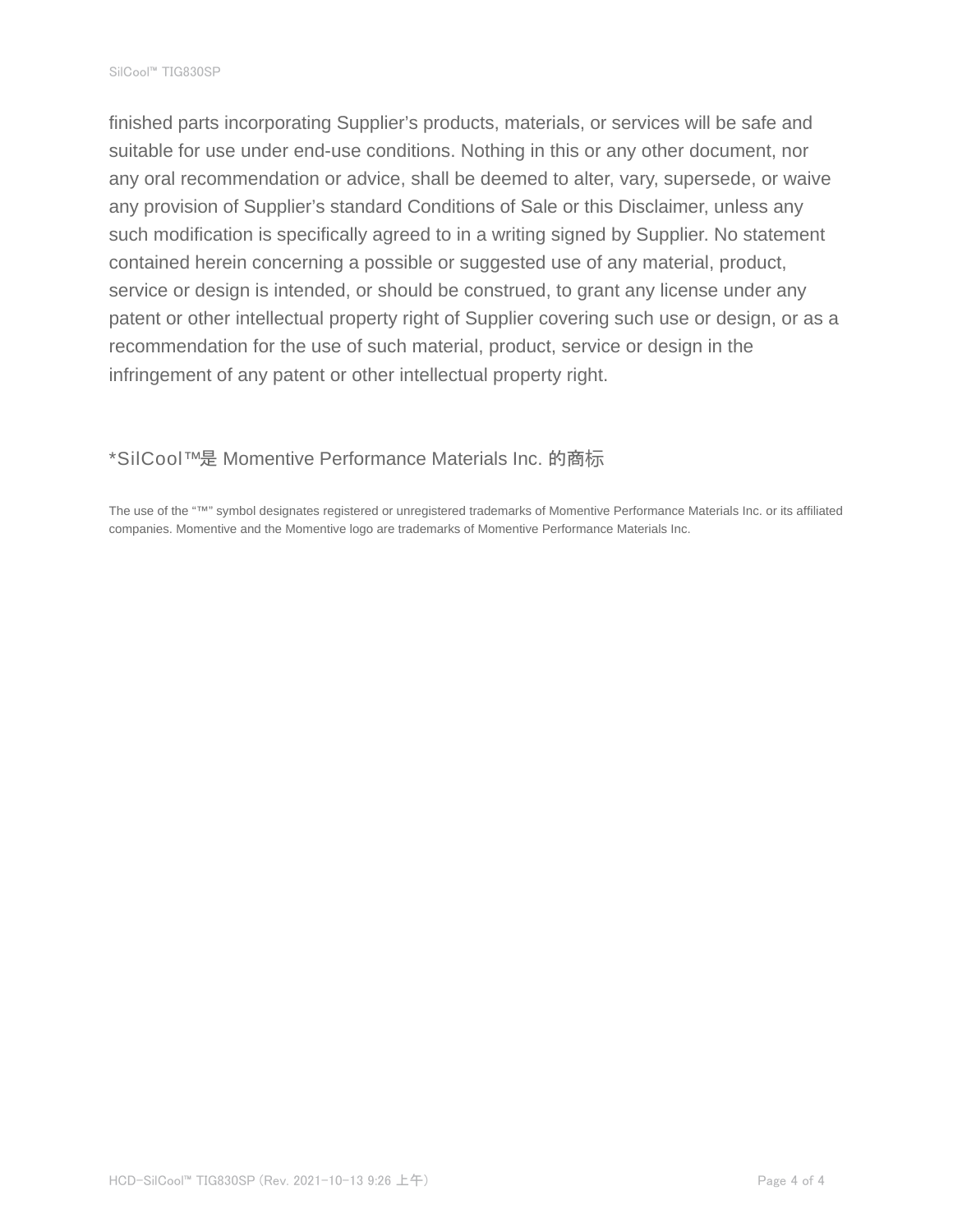finished parts incorporating Supplier's products, materials, or services will be safe and suitable for use under end-use conditions. Nothing in this or any other document, nor any oral recommendation or advice, shall be deemed to alter, vary, supersede, or waive any provision of Supplier's standard Conditions of Sale or this Disclaimer, unless any such modification is specifically agreed to in a writing signed by Supplier. No statement contained herein concerning a possible or suggested use of any material, product, service or design is intended, or should be construed, to grant any license under any patent or other intellectual property right of Supplier covering such use or design, or as a recommendation for the use of such material, product, service or design in the infringement of any patent or other intellectual property right.

*SilCool™是 Momentive Performance Materials Inc. 的商标

The use of the "™" symbol designates registered or unregistered trademarks of Momentive Performance Materials Inc. or its affiliated companies. Momentive and the Momentive logo are trademarks of Momentive Performance Materials Inc.